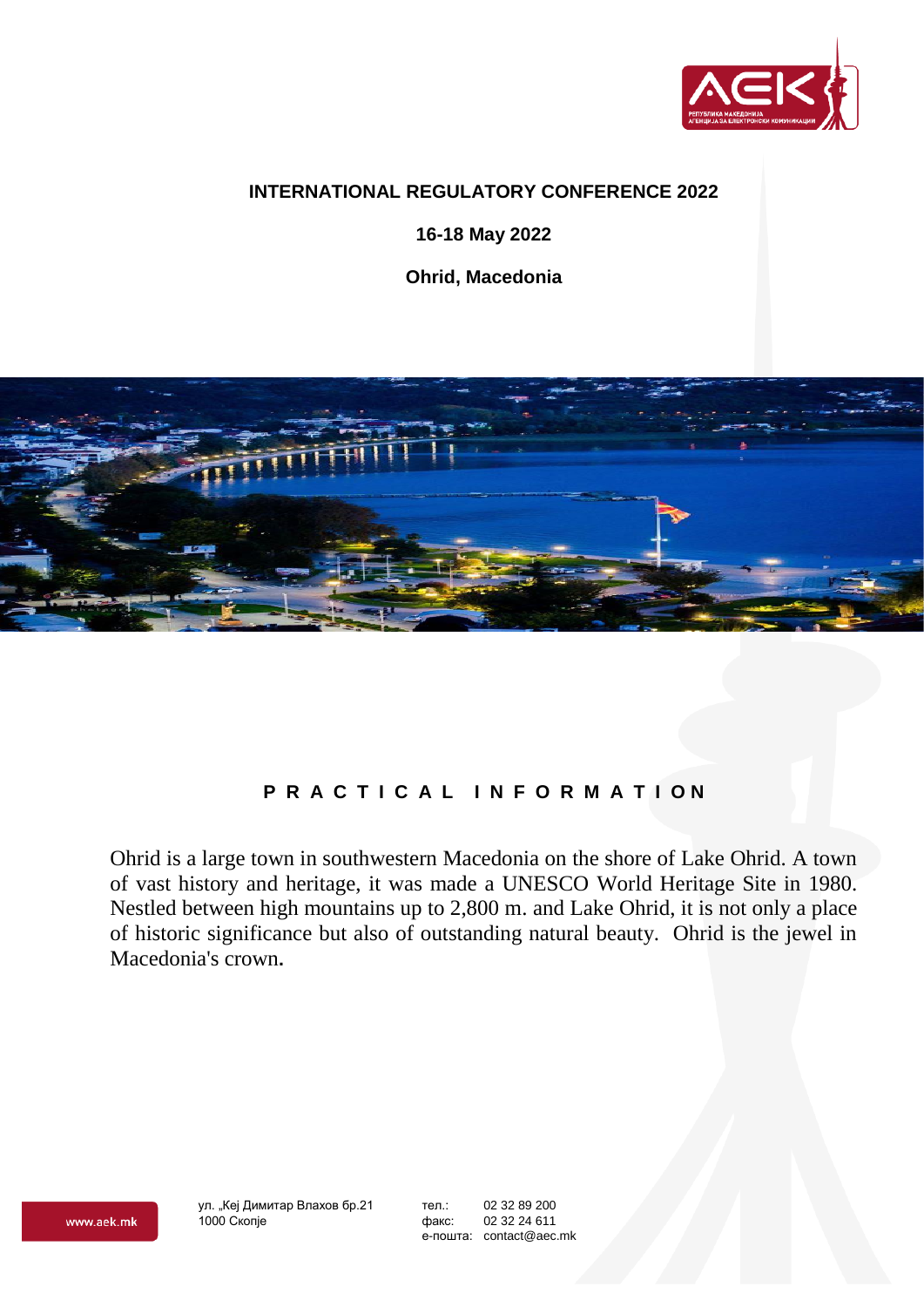**INTERNATIONAL REGULATORY CONFERENCE 2022**

**16-18 May 2022**

**Ohrid, Macedonia**

## PRACTICAL INFORMATION

Ohrid is a large town in southwestern Macedonia on the shore of Lake Ohrid. A town of vast history and heritage, it was made a UNESCO World Heritage Site in 1980. Nestled between high mountains up to 2,800 m. and Lake Ohrid, it is not only a place of historic significance but also of outstanding natural beauty. Ohrid is the jewel in Macedonia's crown.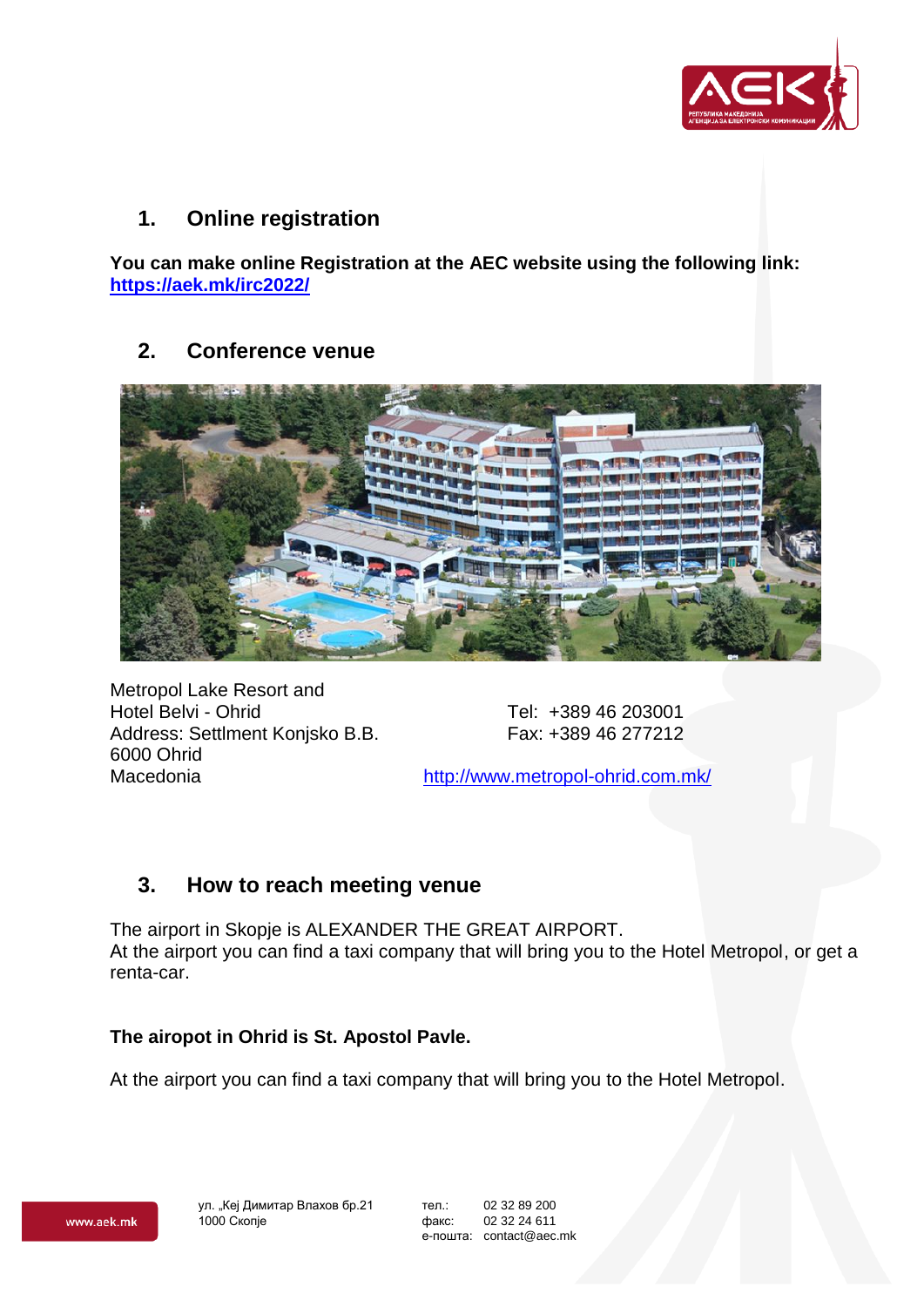## 1. Online registration

**You can make online Registration at the AEC website using the following link: https://aek.mk/irc2022/**

## 2. Conference venue

Metropol Lake Resort and
Hotel Belvi - Ohrid
Address: Settlment Konjsko B.B.
6000 Ohrid
Macedonia

Tel: +389 46 203001
Fax: +389 46 277212

http://www.metropol-ohrid.com.mk/

## 3. How to reach meeting venue

The airport in Skopje is ALEXANDER THE GREAT AIRPORT.
At the airport you can find a taxi company that will bring you to the Hotel Metropol, or get a renta-car.

**The airopot in Ohrid is St. Apostol Pavle.**

At the airport you can find a taxi company that will bring you to the Hotel Metropol.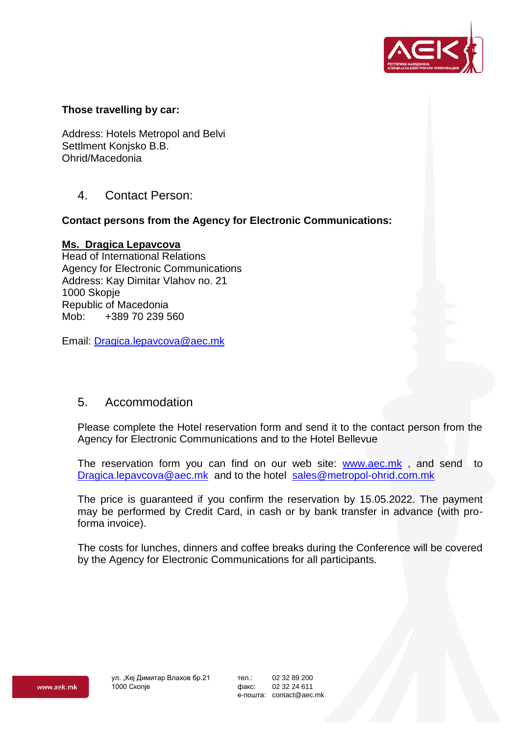**Those travelling by car:**

Address: Hotels Metropol and Belvi
Settlment Konjsko B.B.
Ohrid/Macedonia

## 4. Contact Person:

**Contact persons from the Agency for Electronic Communications:**

**Ms. Dragica Lepavcova**
Head of International Relations
Agency for Electronic Communications
Address: Kay Dimitar Vlahov no. 21
1000 Skopje
Republic of Macedonia
Mob: +389 70 239 560

Email: Dragica.lepavcova@aec.mk

## 5. Accommodation

Please complete the Hotel reservation form and send it to the contact person from the Agency for Electronic Communications and to the Hotel Bellevue

The reservation form you can find on our web site: www.aec.mk , and send to Dragica.lepavcova@aec.mk and to the hotel sales@metropol-ohrid.com.mk

The price is guaranteed if you confirm the reservation by 15.05.2022. The payment may be performed by Credit Card, in cash or by bank transfer in advance (with pro-forma invoice).

The costs for lunches, dinners and coffee breaks during the Conference will be covered by the Agency for Electronic Communications for all participants.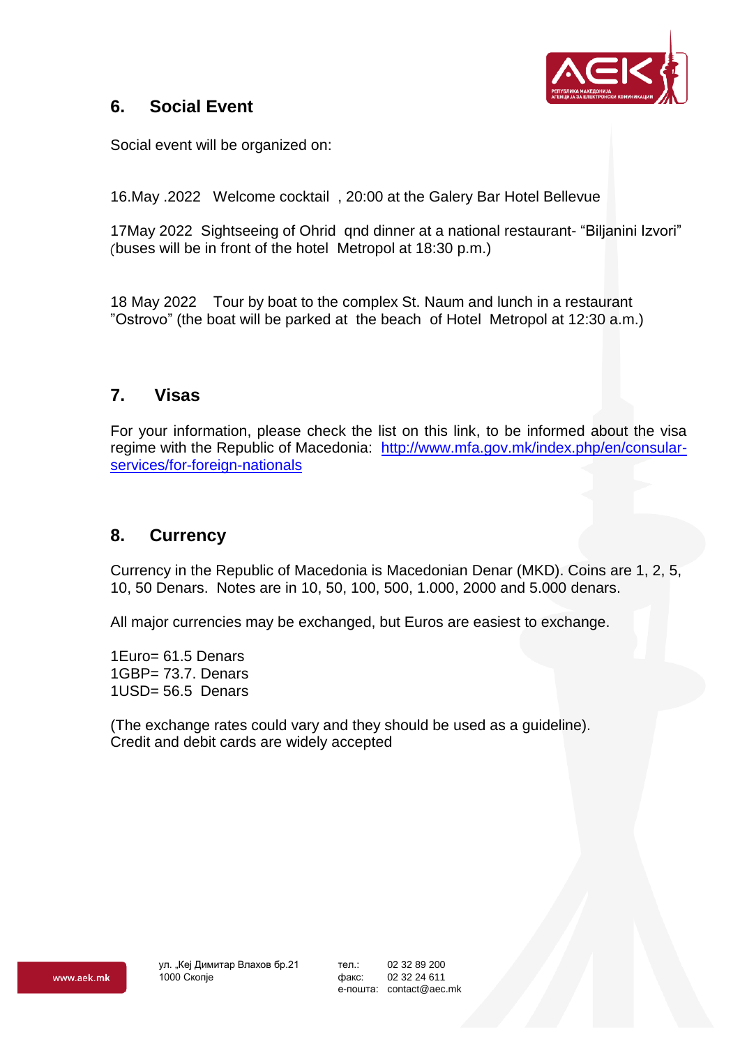## 6. Social Event

Social event will be organized on:

16.May .2022 Welcome cocktail , 20:00 at the Galery Bar Hotel Bellevue

17May 2022 Sightseeing of Ohrid qnd dinner at a national restaurant- "Biljanini Izvori" (buses will be in front of the hotel Metropol at 18:30 p.m.)

18 May 2022 Tour by boat to the complex St. Naum and lunch in a restaurant "Ostrovo" (the boat will be parked at the beach of Hotel Metropol at 12:30 a.m.)

## 7. Visas

For your information, please check the list on this link, to be informed about the visa regime with the Republic of Macedonia: http://www.mfa.gov.mk/index.php/en/consular-services/for-foreign-nationals

## 8. Currency

Currency in the Republic of Macedonia is Macedonian Denar (MKD). Coins are 1, 2, 5, 10, 50 Denars. Notes are in 10, 50, 100, 500, 1.000, 2000 and 5.000 denars.

All major currencies may be exchanged, but Euros are easiest to exchange.

1Euro= 61.5 Denars
1GBP= 73.7. Denars
1USD= 56.5 Denars

(The exchange rates could vary and they should be used as a guideline).
Credit and debit cards are widely accepted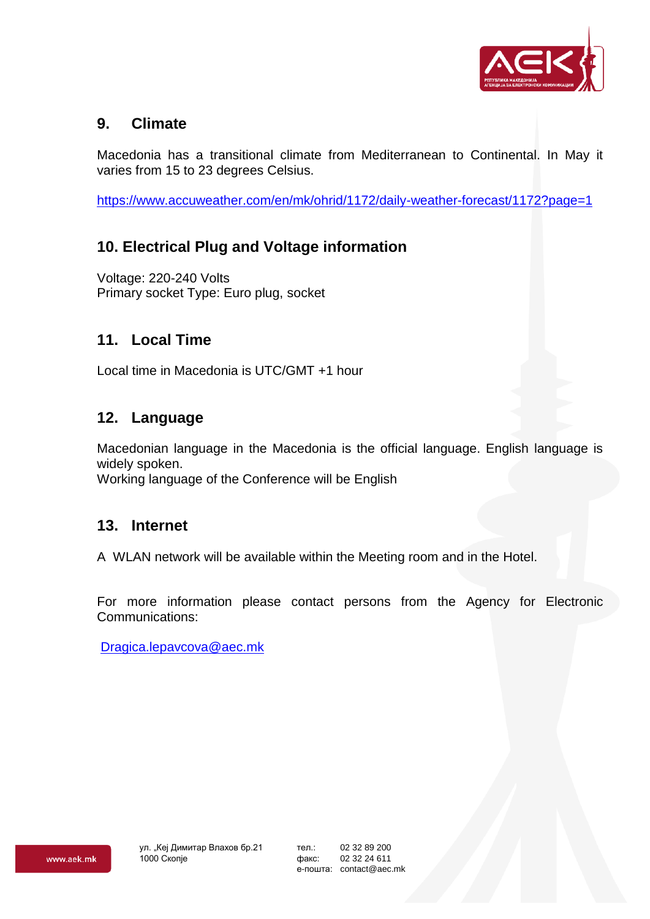## 9. Climate

Macedonia has a transitional climate from Mediterranean to Continental. In May it varies from 15 to 23 degrees Celsius.

https://www.accuweather.com/en/mk/ohrid/1172/daily-weather-forecast/1172?page=1

## 10. Electrical Plug and Voltage information

Voltage: 220-240 Volts
Primary socket Type: Euro plug, socket

## 11. Local Time

Local time in Macedonia is UTC/GMT +1 hour

## 12. Language

Macedonian language in the Macedonia is the official language. English language is widely spoken.
Working language of the Conference will be English

## 13. Internet

A WLAN network will be available within the Meeting room and in the Hotel.

For more information please contact persons from the Agency for Electronic Communications:

Dragica.lepavcova@aec.mk